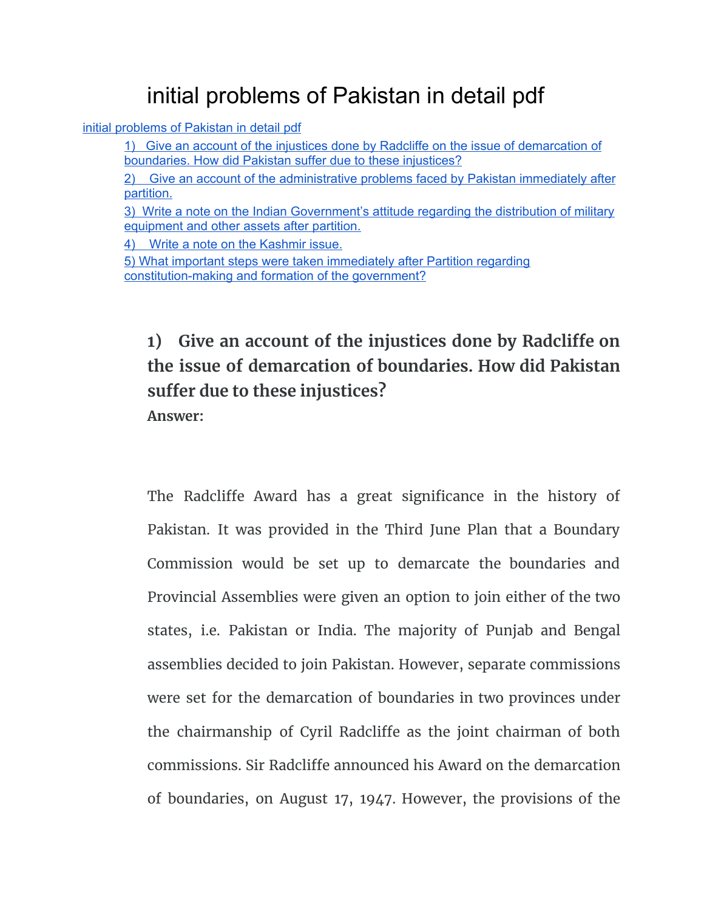# initial problems of Pakistan in detail pdf

initial problems of Pakistan in detail pdf

- 1) Give an account of the injustices done by Radcliffe on the issue of demarcation of boundaries. How did Pakistan suffer due to these injustices?
- 2) Give an account of the administrative problems faced by Pakistan immediately after partition.
- 3) Write a note on the Indian Government's attitude regarding the distribution of military equipment and other assets after partition.
- 4) Write a note on the Kashmir issue.
- 5) What important steps were taken immediately after Partition regarding constitution-making and formation of the government?

## 1) Give an account of the injustices done by Radcliffe on the issue of demarcation of boundaries. How did Pakistan suffer due to these injustices?

**Answer:**

The Radcliffe Award has a great significance in the history of Pakistan. It was provided in the Third June Plan that a Boundary Commission would be set up to demarcate the boundaries and Provincial Assemblies were given an option to join either of the two states, i.e. Pakistan or India. The majority of Punjab and Bengal assemblies decided to join Pakistan. However, separate commissions were set for the demarcation of boundaries in two provinces under the chairmanship of Cyril Radcliffe as the joint chairman of both commissions. Sir Radcliffe announced his Award on the demarcation of boundaries, on August 17, 1947. However, the provisions of the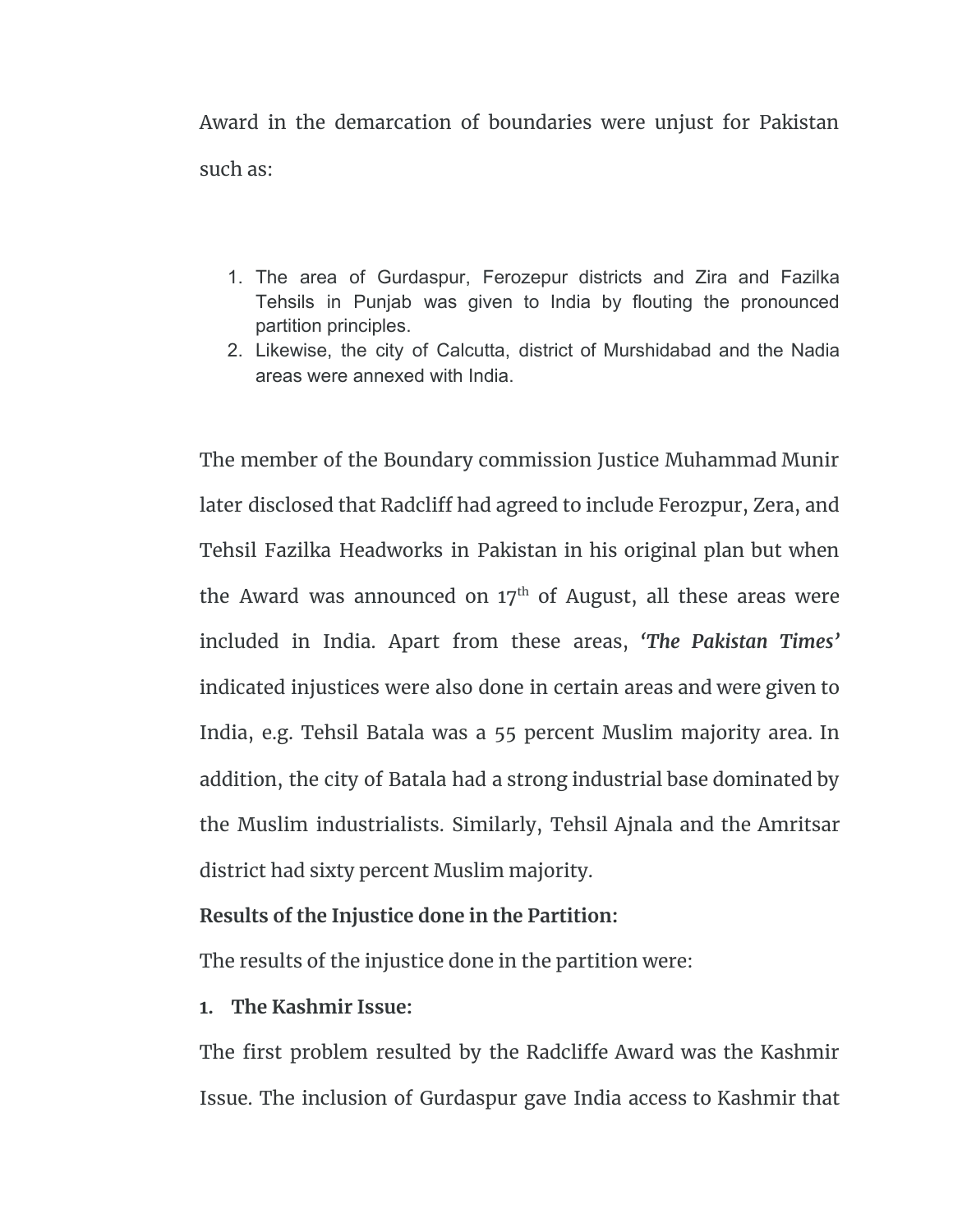Award in the demarcation of boundaries were unjust for Pakistan such as:

1. The area of Gurdaspur, Ferozepur districts and Zira and Fazilka Tehsils in Punjab was given to India by flouting the pronounced partition principles.
2. Likewise, the city of Calcutta, district of Murshidabad and the Nadia areas were annexed with India.

The member of the Boundary commission Justice Muhammad Munir later disclosed that Radcliff had agreed to include Ferozpur, Zera, and Tehsil Fazilka Headworks in Pakistan in his original plan but when the Award was announced on 17th of August, all these areas were included in India. Apart from these areas, ***'The Pakistan Times'*** indicated injustices were also done in certain areas and were given to India, e.g. Tehsil Batala was a 55 percent Muslim majority area. In addition, the city of Batala had a strong industrial base dominated by the Muslim industrialists. Similarly, Tehsil Ajnala and the Amritsar district had sixty percent Muslim majority.

**Results of the Injustice done in the Partition:**

The results of the injustice done in the partition were:

**1. The Kashmir Issue:**

The first problem resulted by the Radcliffe Award was the Kashmir Issue. The inclusion of Gurdaspur gave India access to Kashmir that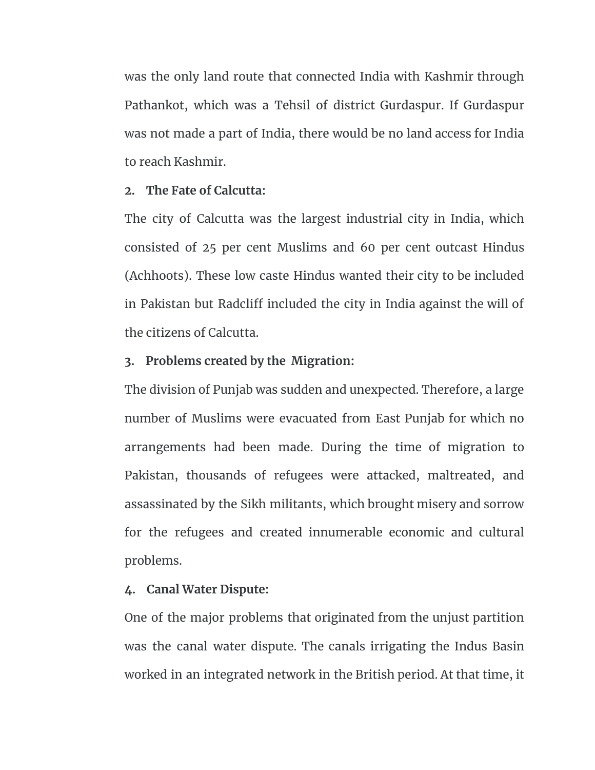was the only land route that connected India with Kashmir through Pathankot, which was a Tehsil of district Gurdaspur. If Gurdaspur was not made a part of India, there would be no land access for India to reach Kashmir.

2. **The Fate of Calcutta:**

The city of Calcutta was the largest industrial city in India, which consisted of 25 per cent Muslims and 60 per cent outcast Hindus (Achhoots). These low caste Hindus wanted their city to be included in Pakistan but Radcliff included the city in India against the will of the citizens of Calcutta.

3. **Problems created by the Migration:**

The division of Punjab was sudden and unexpected. Therefore, a large number of Muslims were evacuated from East Punjab for which no arrangements had been made. During the time of migration to Pakistan, thousands of refugees were attacked, maltreated, and assassinated by the Sikh militants, which brought misery and sorrow for the refugees and created innumerable economic and cultural problems.

4. **Canal Water Dispute:**

One of the major problems that originated from the unjust partition was the canal water dispute. The canals irrigating the Indus Basin worked in an integrated network in the British period. At that time, it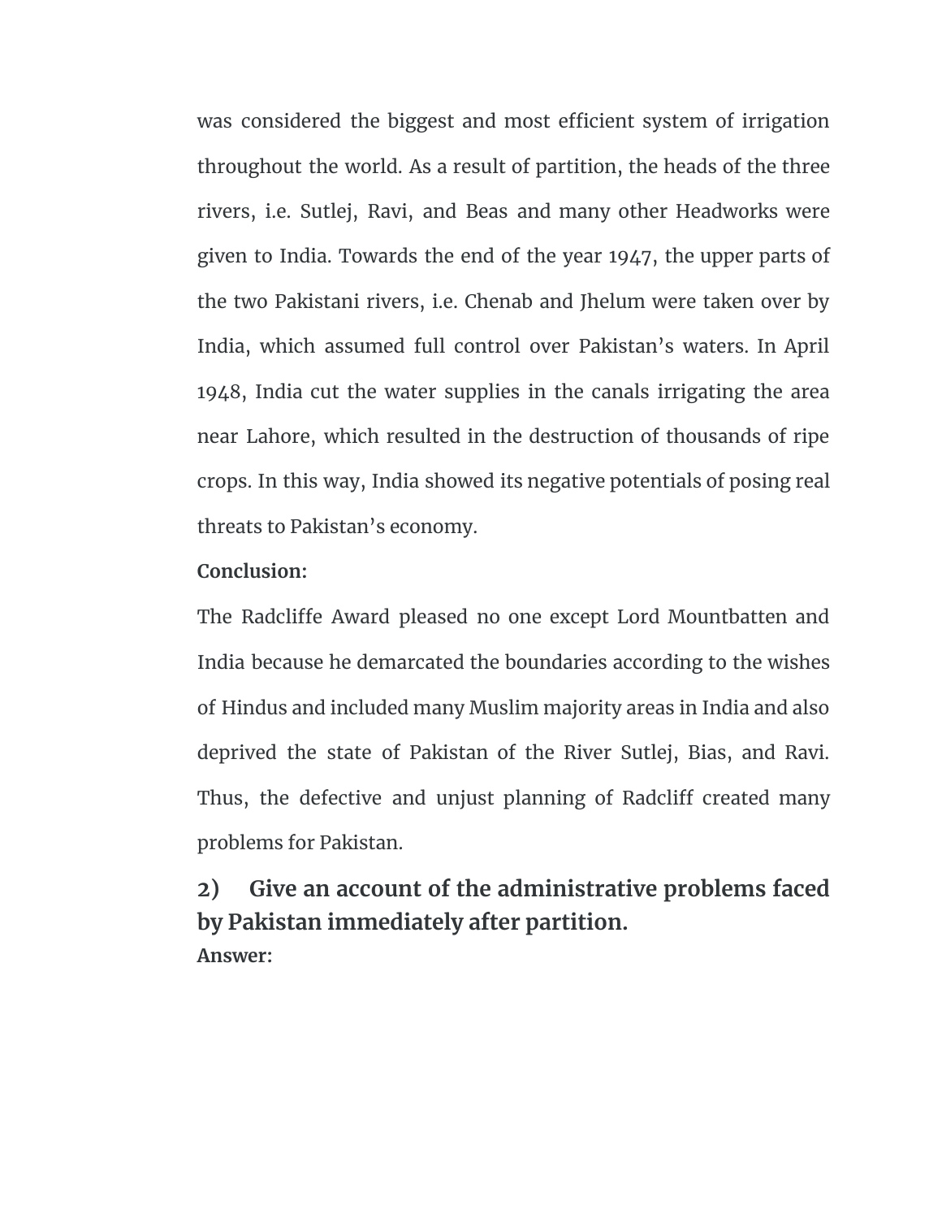was considered the biggest and most efficient system of irrigation throughout the world. As a result of partition, the heads of the three rivers, i.e. Sutlej, Ravi, and Beas and many other Headworks were given to India. Towards the end of the year 1947, the upper parts of the two Pakistani rivers, i.e. Chenab and Jhelum were taken over by India, which assumed full control over Pakistan's waters. In April 1948, India cut the water supplies in the canals irrigating the area near Lahore, which resulted in the destruction of thousands of ripe crops. In this way, India showed its negative potentials of posing real threats to Pakistan's economy.

**Conclusion:**

The Radcliffe Award pleased no one except Lord Mountbatten and India because he demarcated the boundaries according to the wishes of Hindus and included many Muslim majority areas in India and also deprived the state of Pakistan of the River Sutlej, Bias, and Ravi. Thus, the defective and unjust planning of Radcliff created many problems for Pakistan.

### 2) Give an account of the administrative problems faced by Pakistan immediately after partition.

**Answer:**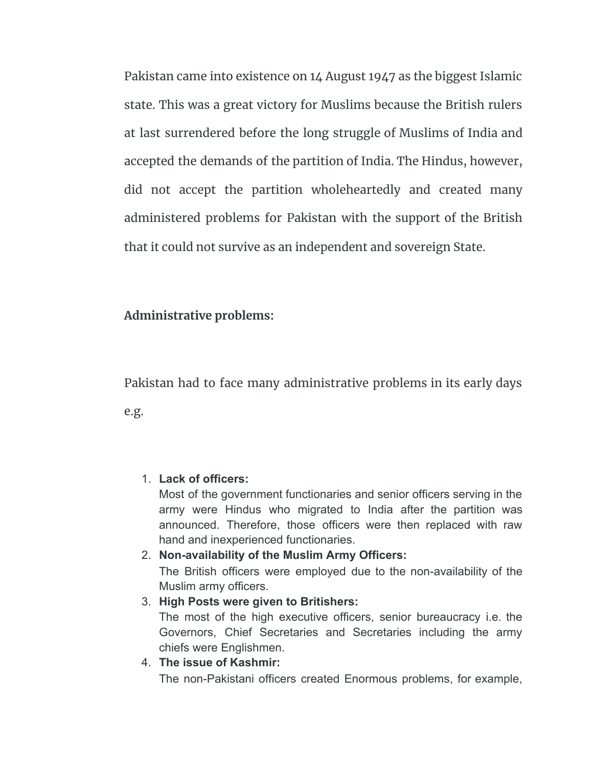Pakistan came into existence on 14 August 1947 as the biggest Islamic state. This was a great victory for Muslims because the British rulers at last surrendered before the long struggle of Muslims of India and accepted the demands of the partition of India. The Hindus, however, did not accept the partition wholeheartedly and created many administered problems for Pakistan with the support of the British that it could not survive as an independent and sovereign State.

**Administrative problems:**

Pakistan had to face many administrative problems in its early days e.g.

1. **Lack of officers:**
   Most of the government functionaries and senior officers serving in the army were Hindus who migrated to India after the partition was announced. Therefore, those officers were then replaced with raw hand and inexperienced functionaries.
2. **Non-availability of the Muslim Army Officers:**
   The British officers were employed due to the non-availability of the Muslim army officers.
3. **High Posts were given to Britishers:**
   The most of the high executive officers, senior bureaucracy i.e. the Governors, Chief Secretaries and Secretaries including the army chiefs were Englishmen.
4. **The issue of Kashmir:**
   The non-Pakistani officers created Enormous problems, for example,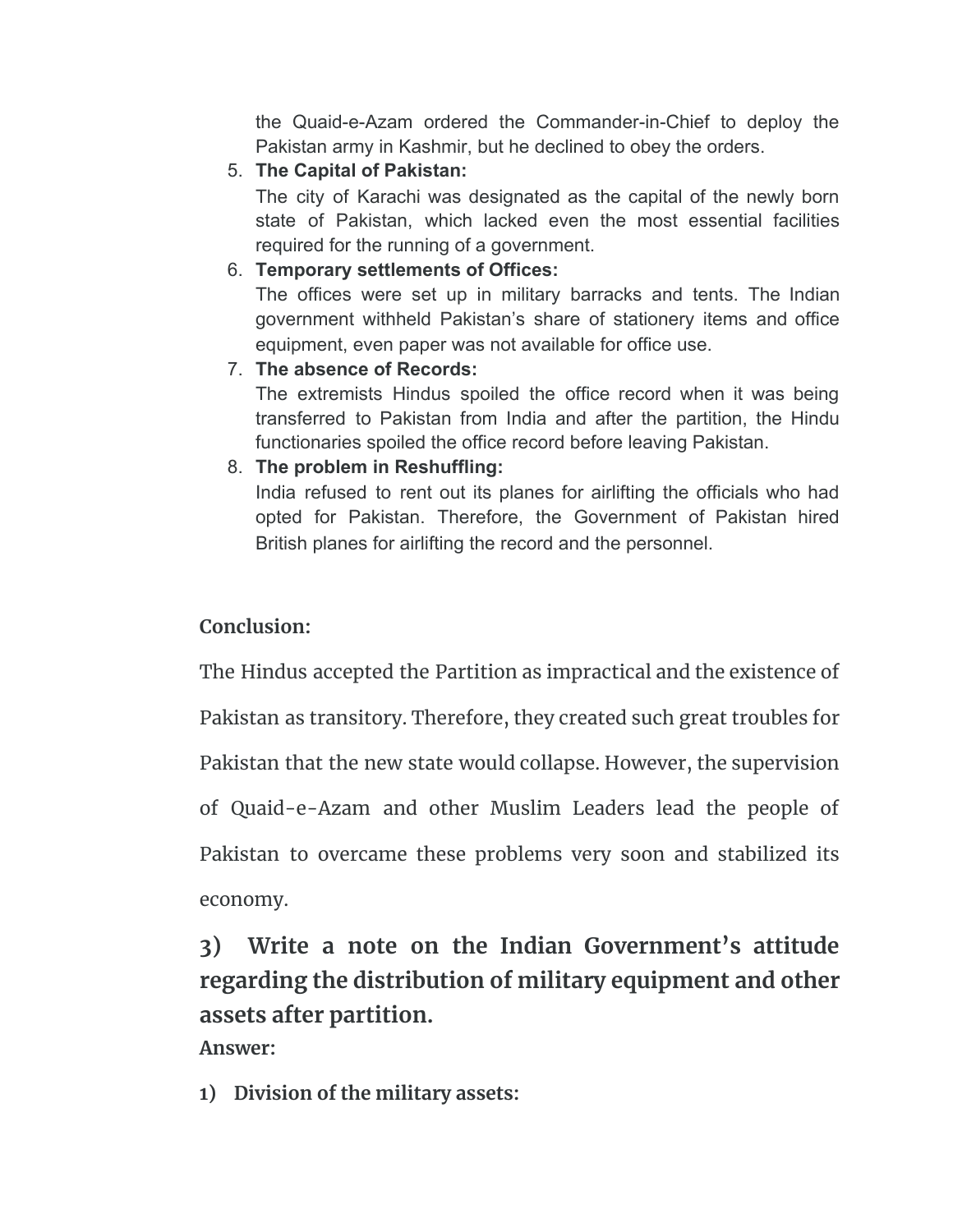the Quaid-e-Azam ordered the Commander-in-Chief to deploy the Pakistan army in Kashmir, but he declined to obey the orders.

5. **The Capital of Pakistan:**
   The city of Karachi was designated as the capital of the newly born state of Pakistan, which lacked even the most essential facilities required for the running of a government.
6. **Temporary settlements of Offices:**
   The offices were set up in military barracks and tents. The Indian government withheld Pakistan's share of stationery items and office equipment, even paper was not available for office use.
7. **The absence of Records:**
   The extremists Hindus spoiled the office record when it was being transferred to Pakistan from India and after the partition, the Hindu functionaries spoiled the office record before leaving Pakistan.
8. **The problem in Reshuffling:**
   India refused to rent out its planes for airlifting the officials who had opted for Pakistan. Therefore, the Government of Pakistan hired British planes for airlifting the record and the personnel.

**Conclusion:**

The Hindus accepted the Partition as impractical and the existence of Pakistan as transitory. Therefore, they created such great troubles for Pakistan that the new state would collapse. However, the supervision of Quaid-e-Azam and other Muslim Leaders lead the people of Pakistan to overcame these problems very soon and stabilized its economy.

## 3) Write a note on the Indian Government's attitude regarding the distribution of military equipment and other assets after partition.

**Answer:**

**1) Division of the military assets:**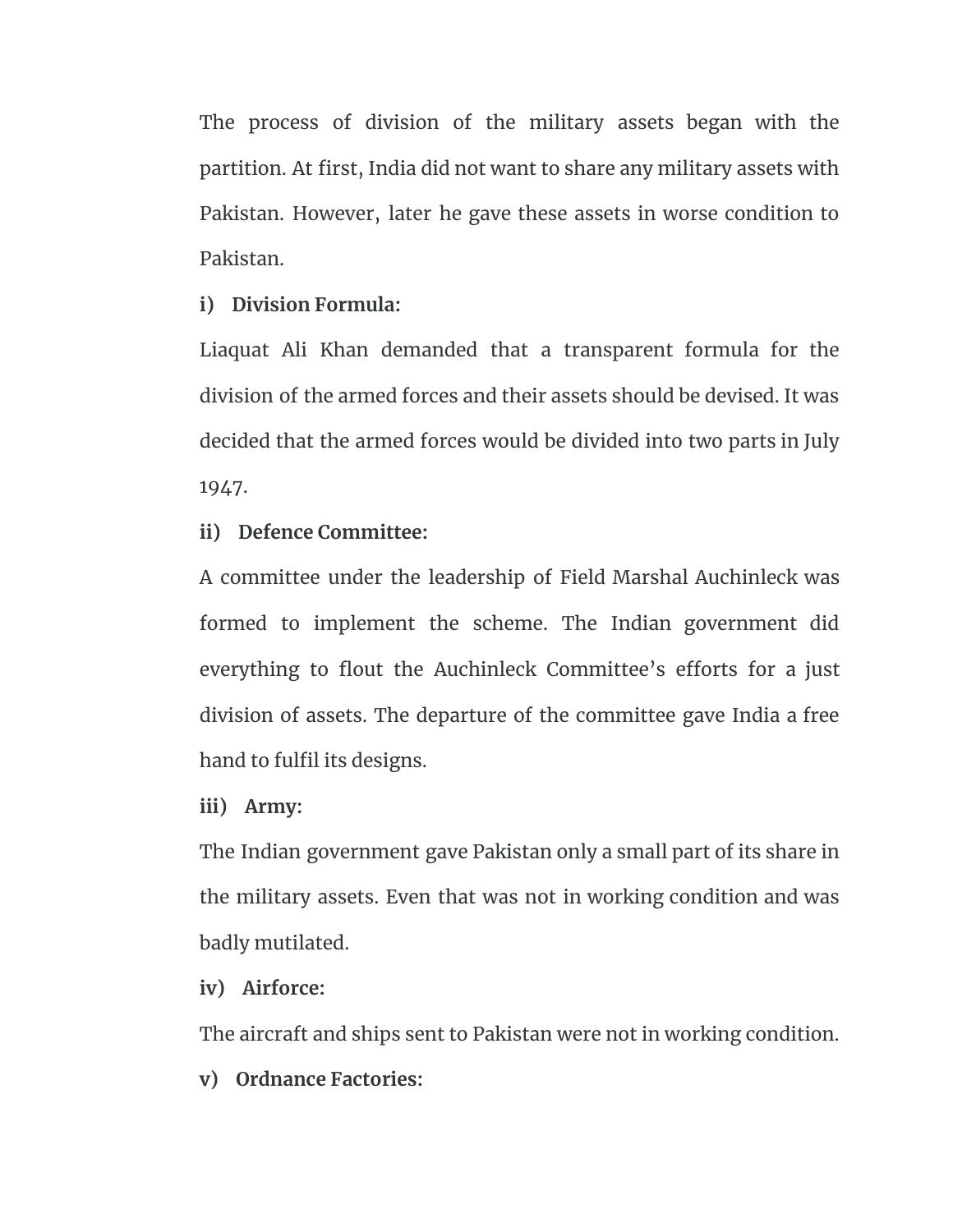The process of division of the military assets began with the partition. At first, India did not want to share any military assets with Pakistan. However, later he gave these assets in worse condition to Pakistan.

**i) Division Formula:**

Liaquat Ali Khan demanded that a transparent formula for the division of the armed forces and their assets should be devised. It was decided that the armed forces would be divided into two parts in July 1947.

**ii) Defence Committee:**

A committee under the leadership of Field Marshal Auchinleck was formed to implement the scheme. The Indian government did everything to flout the Auchinleck Committee's efforts for a just division of assets. The departure of the committee gave India a free hand to fulfil its designs.

**iii) Army:**

The Indian government gave Pakistan only a small part of its share in the military assets. Even that was not in working condition and was badly mutilated.

**iv) Airforce:**

The aircraft and ships sent to Pakistan were not in working condition.

**v) Ordnance Factories:**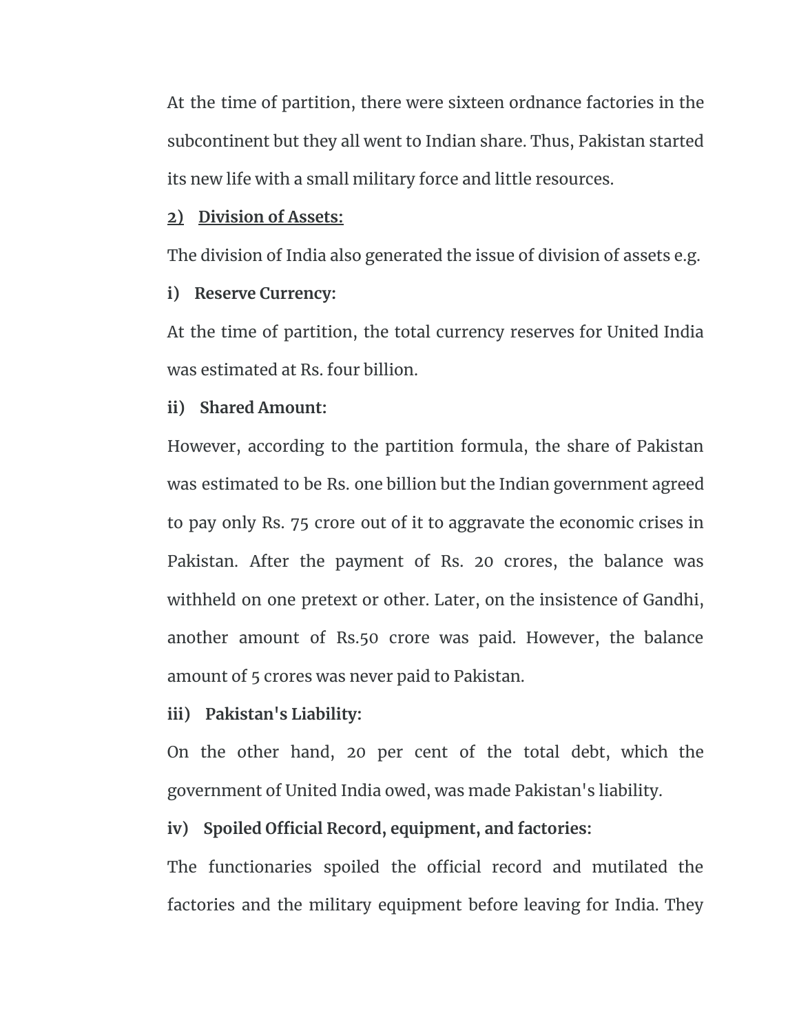At the time of partition, there were sixteen ordnance factories in the subcontinent but they all went to Indian share. Thus, Pakistan started its new life with a small military force and little resources.

**2) Division of Assets:**

The division of India also generated the issue of division of assets e.g.

**i) Reserve Currency:**

At the time of partition, the total currency reserves for United India was estimated at Rs. four billion.

**ii) Shared Amount:**

However, according to the partition formula, the share of Pakistan was estimated to be Rs. one billion but the Indian government agreed to pay only Rs. 75 crore out of it to aggravate the economic crises in Pakistan. After the payment of Rs. 20 crores, the balance was withheld on one pretext or other. Later, on the insistence of Gandhi, another amount of Rs.50 crore was paid. However, the balance amount of 5 crores was never paid to Pakistan.

**iii) Pakistan's Liability:**

On the other hand, 20 per cent of the total debt, which the government of United India owed, was made Pakistan's liability.

**iv) Spoiled Official Record, equipment, and factories:**

The functionaries spoiled the official record and mutilated the factories and the military equipment before leaving for India. They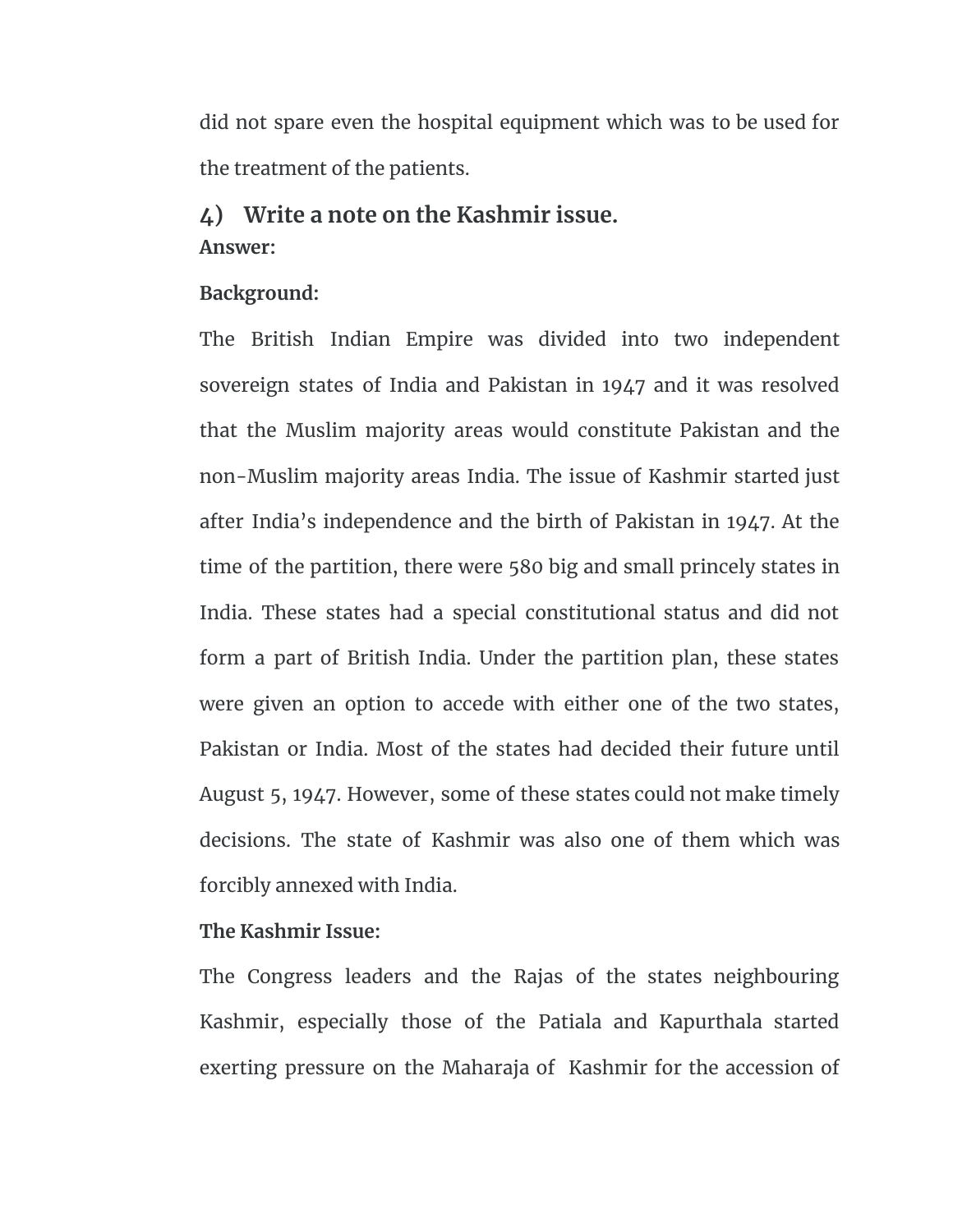did not spare even the hospital equipment which was to be used for the treatment of the patients.

### 4) Write a note on the Kashmir issue.

**Answer:**

**Background:**

The British Indian Empire was divided into two independent sovereign states of India and Pakistan in 1947 and it was resolved that the Muslim majority areas would constitute Pakistan and the non-Muslim majority areas India. The issue of Kashmir started just after India's independence and the birth of Pakistan in 1947. At the time of the partition, there were 580 big and small princely states in India. These states had a special constitutional status and did not form a part of British India. Under the partition plan, these states were given an option to accede with either one of the two states, Pakistan or India. Most of the states had decided their future until August 5, 1947. However, some of these states could not make timely decisions. The state of Kashmir was also one of them which was forcibly annexed with India.

**The Kashmir Issue:**

The Congress leaders and the Rajas of the states neighbouring Kashmir, especially those of the Patiala and Kapurthala started exerting pressure on the Maharaja of Kashmir for the accession of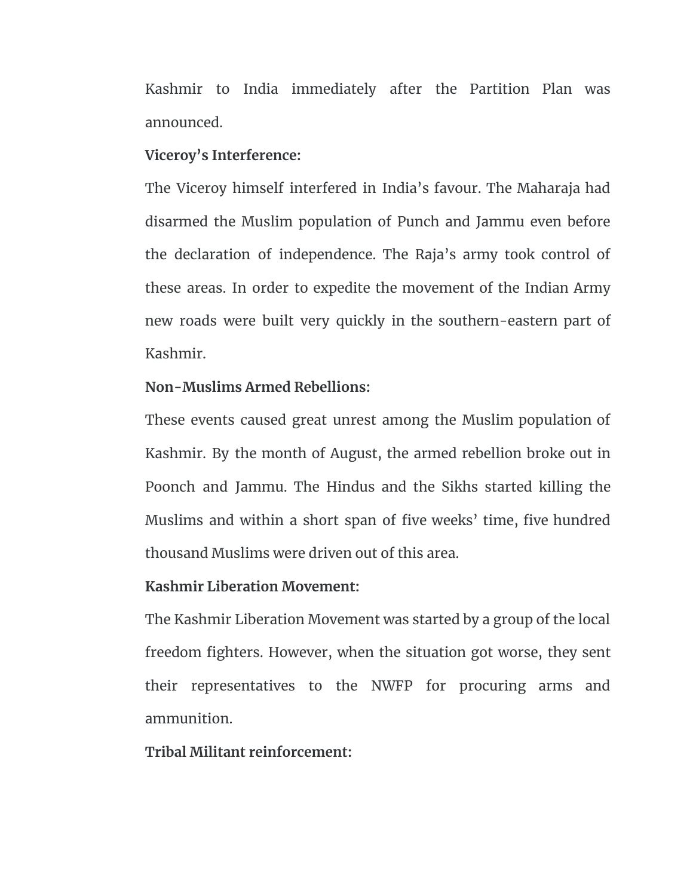Kashmir to India immediately after the Partition Plan was announced.

**Viceroy’s Interference:**

The Viceroy himself interfered in India’s favour. The Maharaja had disarmed the Muslim population of Punch and Jammu even before the declaration of independence. The Raja’s army took control of these areas. In order to expedite the movement of the Indian Army new roads were built very quickly in the southern-eastern part of Kashmir.

**Non-Muslims Armed Rebellions:**

These events caused great unrest among the Muslim population of Kashmir. By the month of August, the armed rebellion broke out in Poonch and Jammu. The Hindus and the Sikhs started killing the Muslims and within a short span of five weeks’ time, five hundred thousand Muslims were driven out of this area.

**Kashmir Liberation Movement:**

The Kashmir Liberation Movement was started by a group of the local freedom fighters. However, when the situation got worse, they sent their representatives to the NWFP for procuring arms and ammunition.

**Tribal Militant reinforcement:**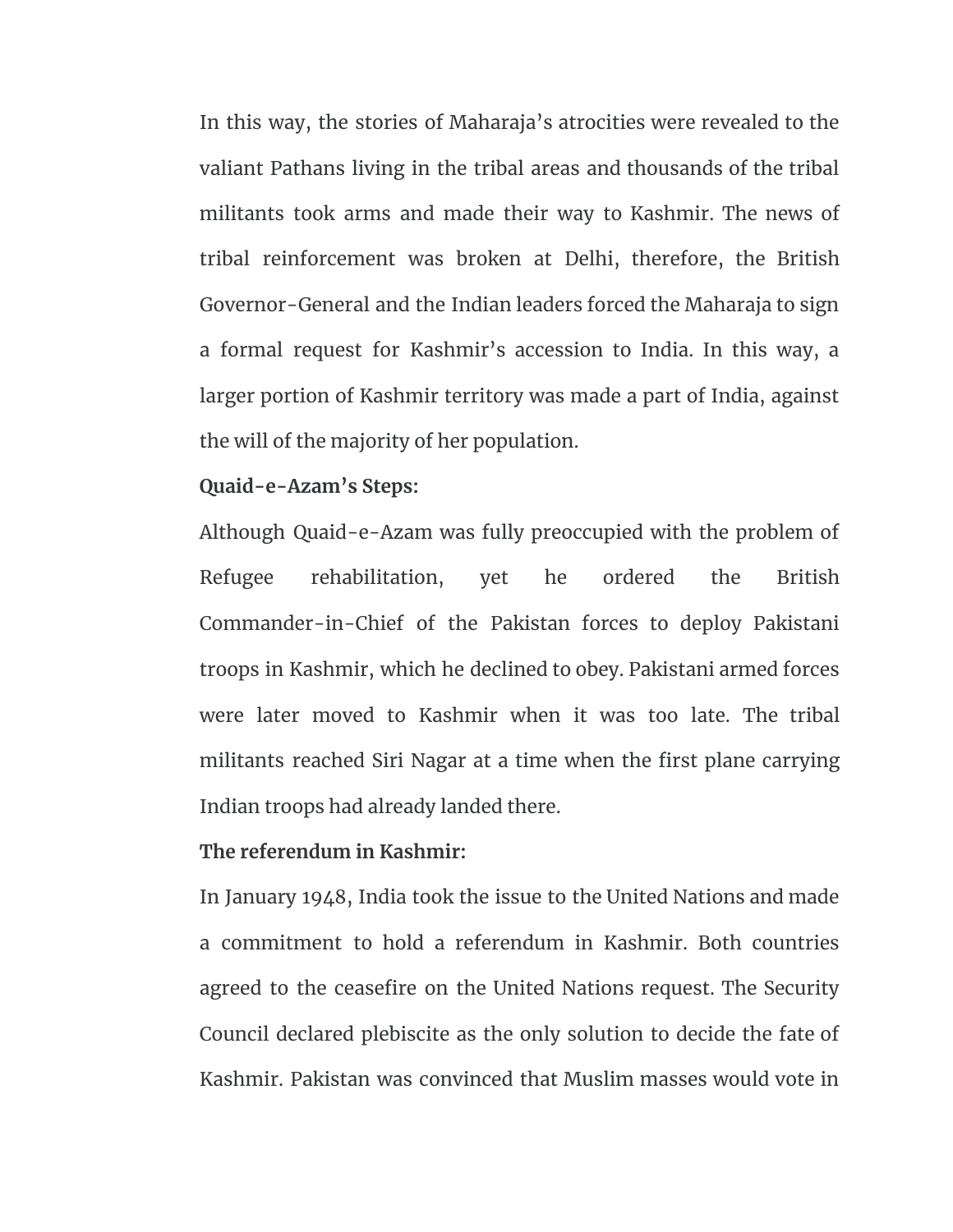In this way, the stories of Maharaja's atrocities were revealed to the valiant Pathans living in the tribal areas and thousands of the tribal militants took arms and made their way to Kashmir. The news of tribal reinforcement was broken at Delhi, therefore, the British Governor-General and the Indian leaders forced the Maharaja to sign a formal request for Kashmir's accession to India. In this way, a larger portion of Kashmir territory was made a part of India, against the will of the majority of her population.

**Quaid-e-Azam's Steps:**

Although Quaid-e-Azam was fully preoccupied with the problem of Refugee rehabilitation, yet he ordered the British Commander-in-Chief of the Pakistan forces to deploy Pakistani troops in Kashmir, which he declined to obey. Pakistani armed forces were later moved to Kashmir when it was too late. The tribal militants reached Siri Nagar at a time when the first plane carrying Indian troops had already landed there.

**The referendum in Kashmir:**

In January 1948, India took the issue to the United Nations and made a commitment to hold a referendum in Kashmir. Both countries agreed to the ceasefire on the United Nations request. The Security Council declared plebiscite as the only solution to decide the fate of Kashmir. Pakistan was convinced that Muslim masses would vote in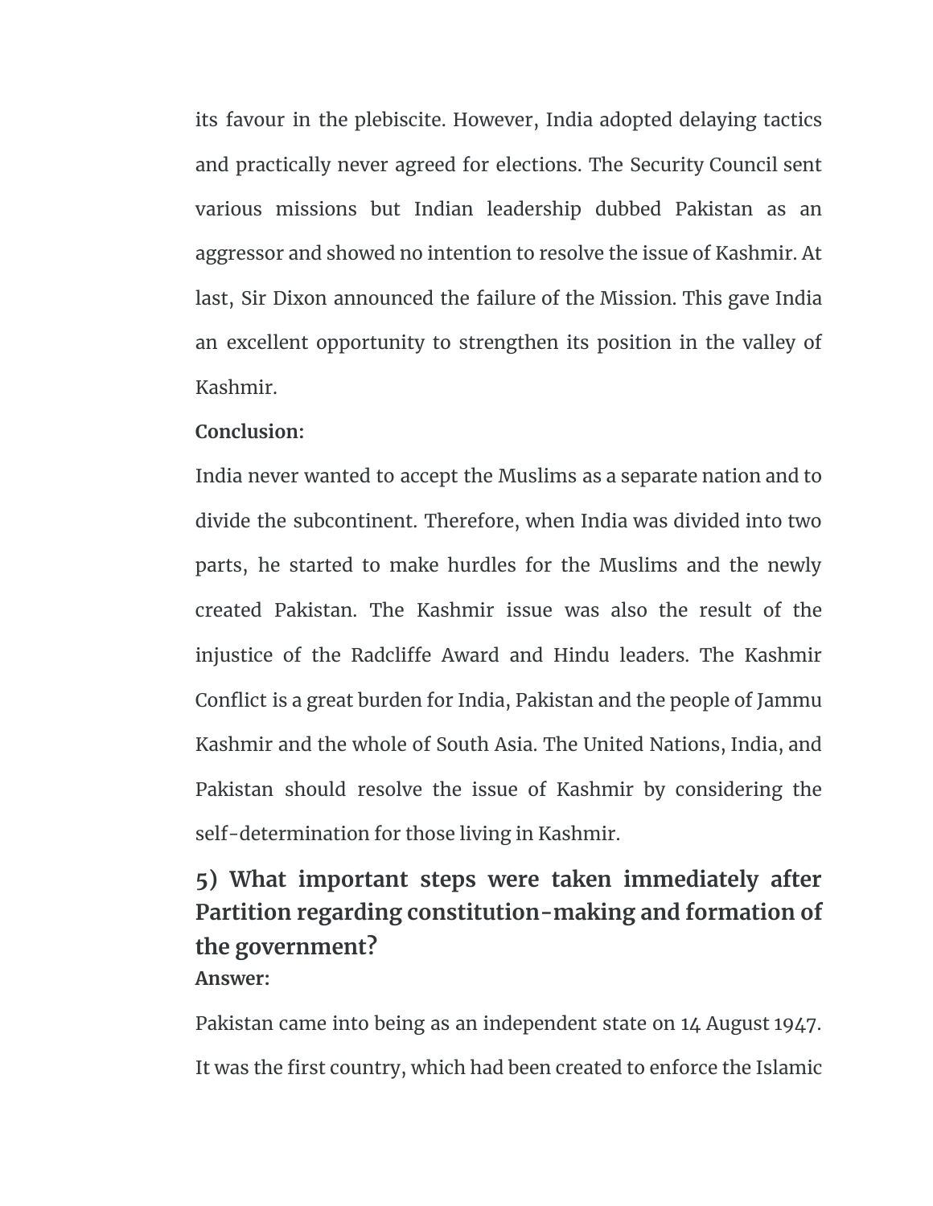its favour in the plebiscite. However, India adopted delaying tactics and practically never agreed for elections. The Security Council sent various missions but Indian leadership dubbed Pakistan as an aggressor and showed no intention to resolve the issue of Kashmir. At last, Sir Dixon announced the failure of the Mission. This gave India an excellent opportunity to strengthen its position in the valley of Kashmir.

**Conclusion:**

India never wanted to accept the Muslims as a separate nation and to divide the subcontinent. Therefore, when India was divided into two parts, he started to make hurdles for the Muslims and the newly created Pakistan. The Kashmir issue was also the result of the injustice of the Radcliffe Award and Hindu leaders. The Kashmir Conflict is a great burden for India, Pakistan and the people of Jammu Kashmir and the whole of South Asia. The United Nations, India, and Pakistan should resolve the issue of Kashmir by considering the self-determination for those living in Kashmir.

### 5) What important steps were taken immediately after Partition regarding constitution-making and formation of the government?

**Answer:**

Pakistan came into being as an independent state on 14 August 1947. It was the first country, which had been created to enforce the Islamic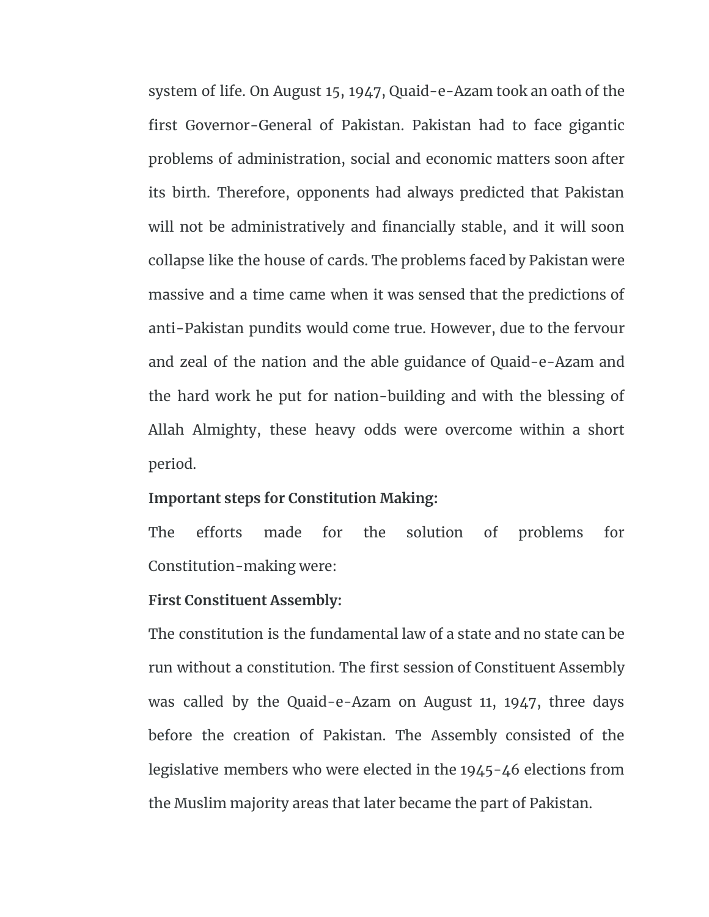system of life. On August 15, 1947, Quaid-e-Azam took an oath of the first Governor-General of Pakistan. Pakistan had to face gigantic problems of administration, social and economic matters soon after its birth. Therefore, opponents had always predicted that Pakistan will not be administratively and financially stable, and it will soon collapse like the house of cards. The problems faced by Pakistan were massive and a time came when it was sensed that the predictions of anti-Pakistan pundits would come true. However, due to the fervour and zeal of the nation and the able guidance of Quaid-e-Azam and the hard work he put for nation-building and with the blessing of Allah Almighty, these heavy odds were overcome within a short period.

**Important steps for Constitution Making:**

The efforts made for the solution of problems for Constitution-making were:

**First Constituent Assembly:**

The constitution is the fundamental law of a state and no state can be run without a constitution. The first session of Constituent Assembly was called by the Quaid-e-Azam on August 11, 1947, three days before the creation of Pakistan. The Assembly consisted of the legislative members who were elected in the 1945-46 elections from the Muslim majority areas that later became the part of Pakistan.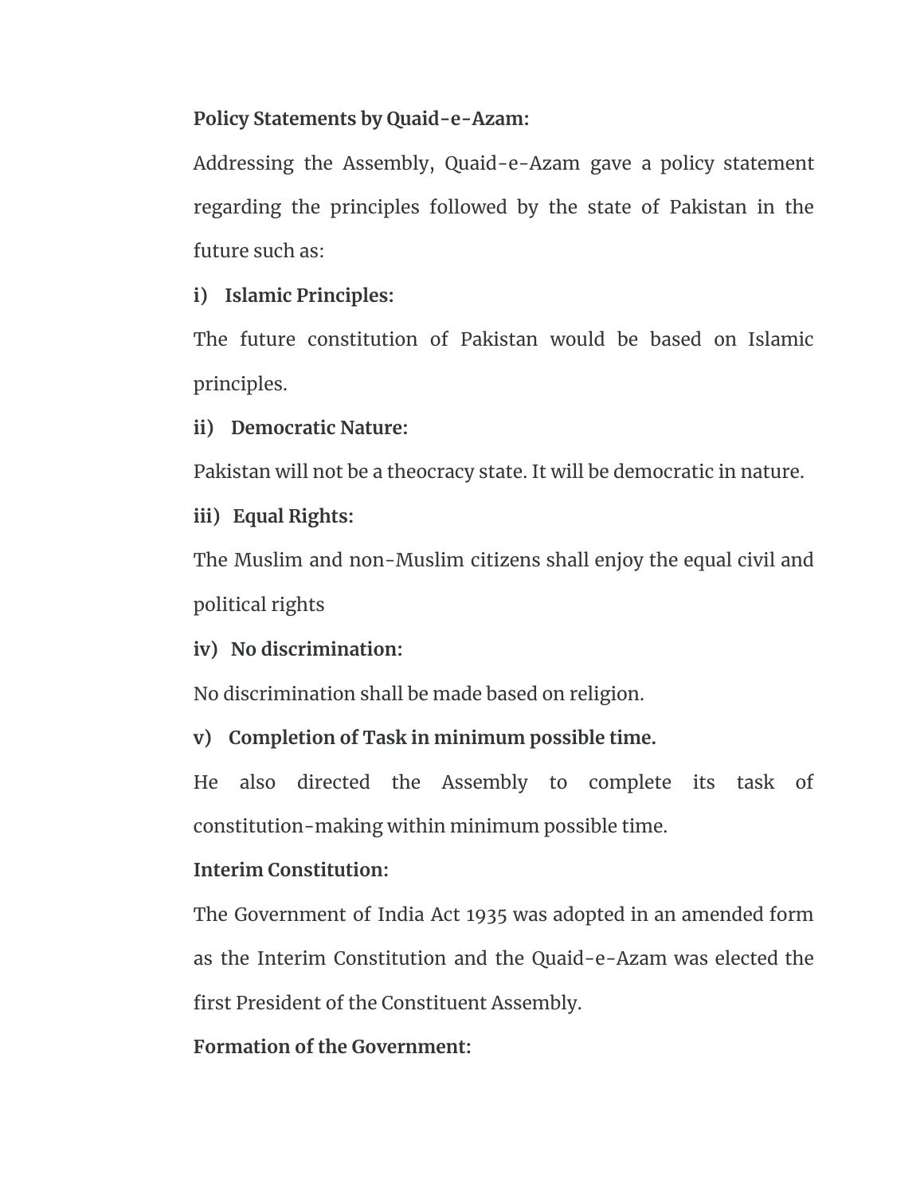**Policy Statements by Quaid-e-Azam:**

Addressing the Assembly, Quaid-e-Azam gave a policy statement regarding the principles followed by the state of Pakistan in the future such as:

**i) Islamic Principles:**

The future constitution of Pakistan would be based on Islamic principles.

**ii) Democratic Nature:**

Pakistan will not be a theocracy state. It will be democratic in nature.

**iii) Equal Rights:**

The Muslim and non-Muslim citizens shall enjoy the equal civil and political rights

**iv) No discrimination:**

No discrimination shall be made based on religion.

**v) Completion of Task in minimum possible time.**

He also directed the Assembly to complete its task of constitution-making within minimum possible time.

**Interim Constitution:**

The Government of India Act 1935 was adopted in an amended form as the Interim Constitution and the Quaid-e-Azam was elected the first President of the Constituent Assembly.

**Formation of the Government:**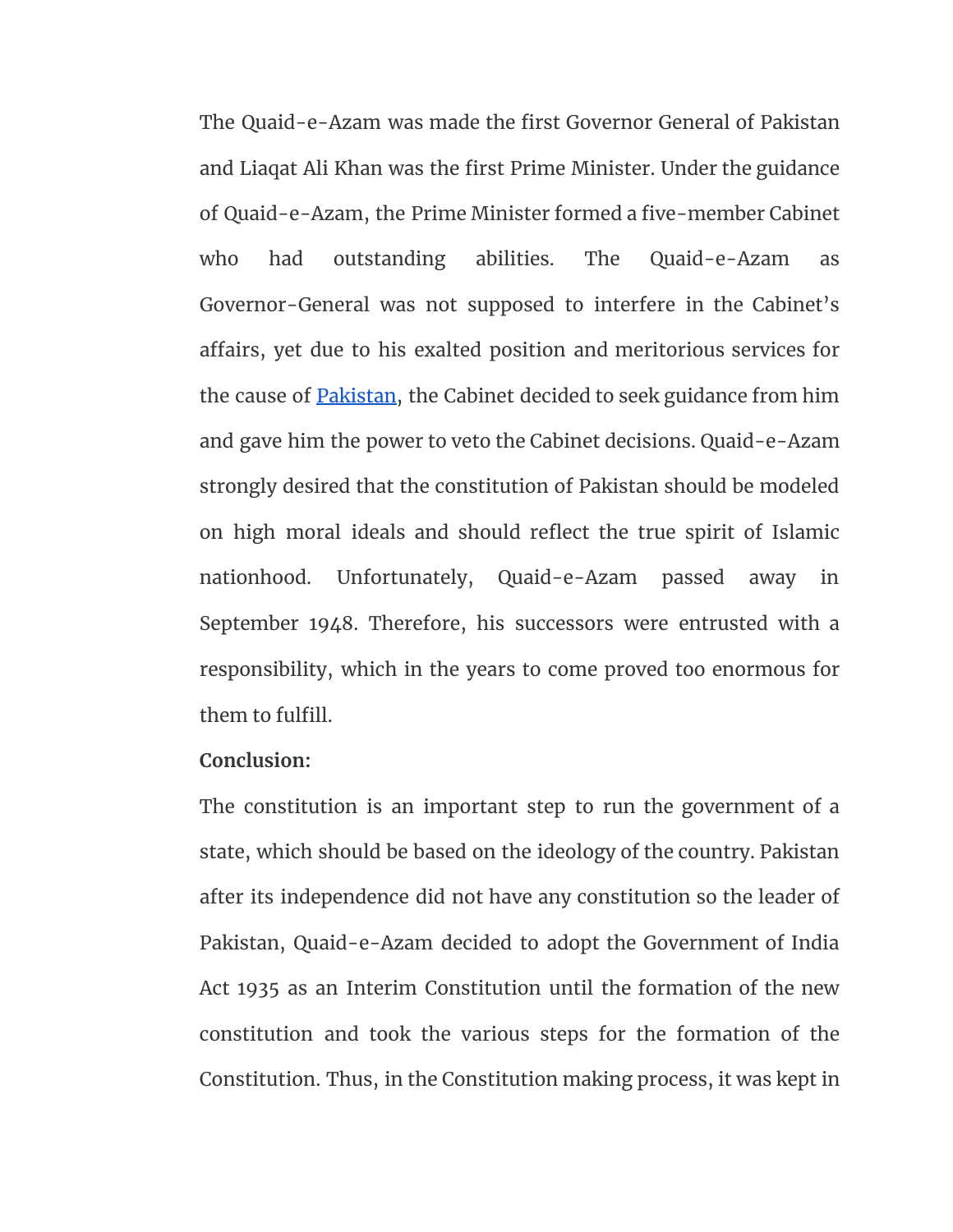The Quaid-e-Azam was made the first Governor General of Pakistan and Liaqat Ali Khan was the first Prime Minister. Under the guidance of Quaid-e-Azam, the Prime Minister formed a five-member Cabinet who had outstanding abilities. The Quaid-e-Azam as Governor-General was not supposed to interfere in the Cabinet's affairs, yet due to his exalted position and meritorious services for the cause of Pakistan, the Cabinet decided to seek guidance from him and gave him the power to veto the Cabinet decisions. Quaid-e-Azam strongly desired that the constitution of Pakistan should be modeled on high moral ideals and should reflect the true spirit of Islamic nationhood. Unfortunately, Quaid-e-Azam passed away in September 1948. Therefore, his successors were entrusted with a responsibility, which in the years to come proved too enormous for them to fulfill.

**Conclusion:**

The constitution is an important step to run the government of a state, which should be based on the ideology of the country. Pakistan after its independence did not have any constitution so the leader of Pakistan, Quaid-e-Azam decided to adopt the Government of India Act 1935 as an Interim Constitution until the formation of the new constitution and took the various steps for the formation of the Constitution. Thus, in the Constitution making process, it was kept in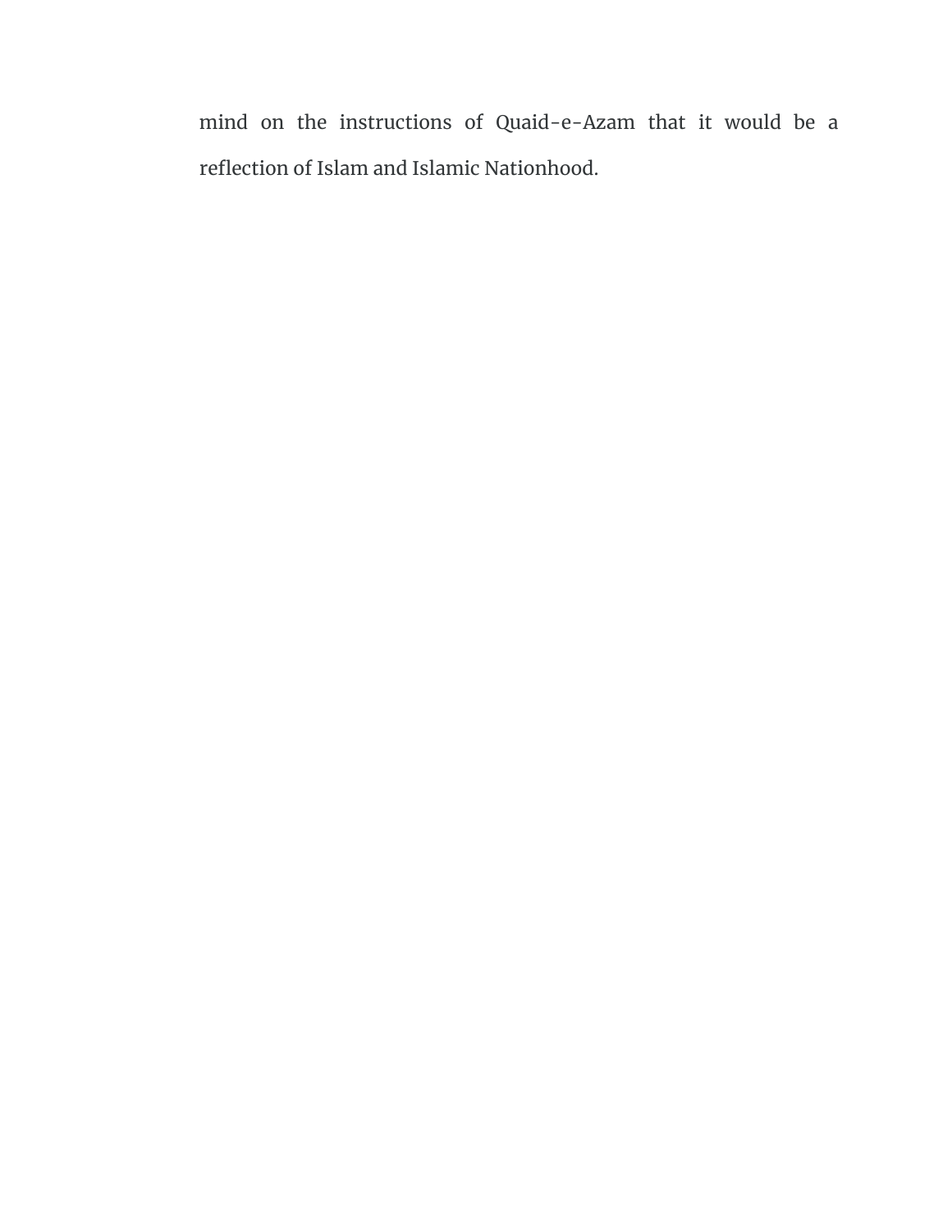mind on the instructions of Quaid-e-Azam that it would be a reflection of Islam and Islamic Nationhood.